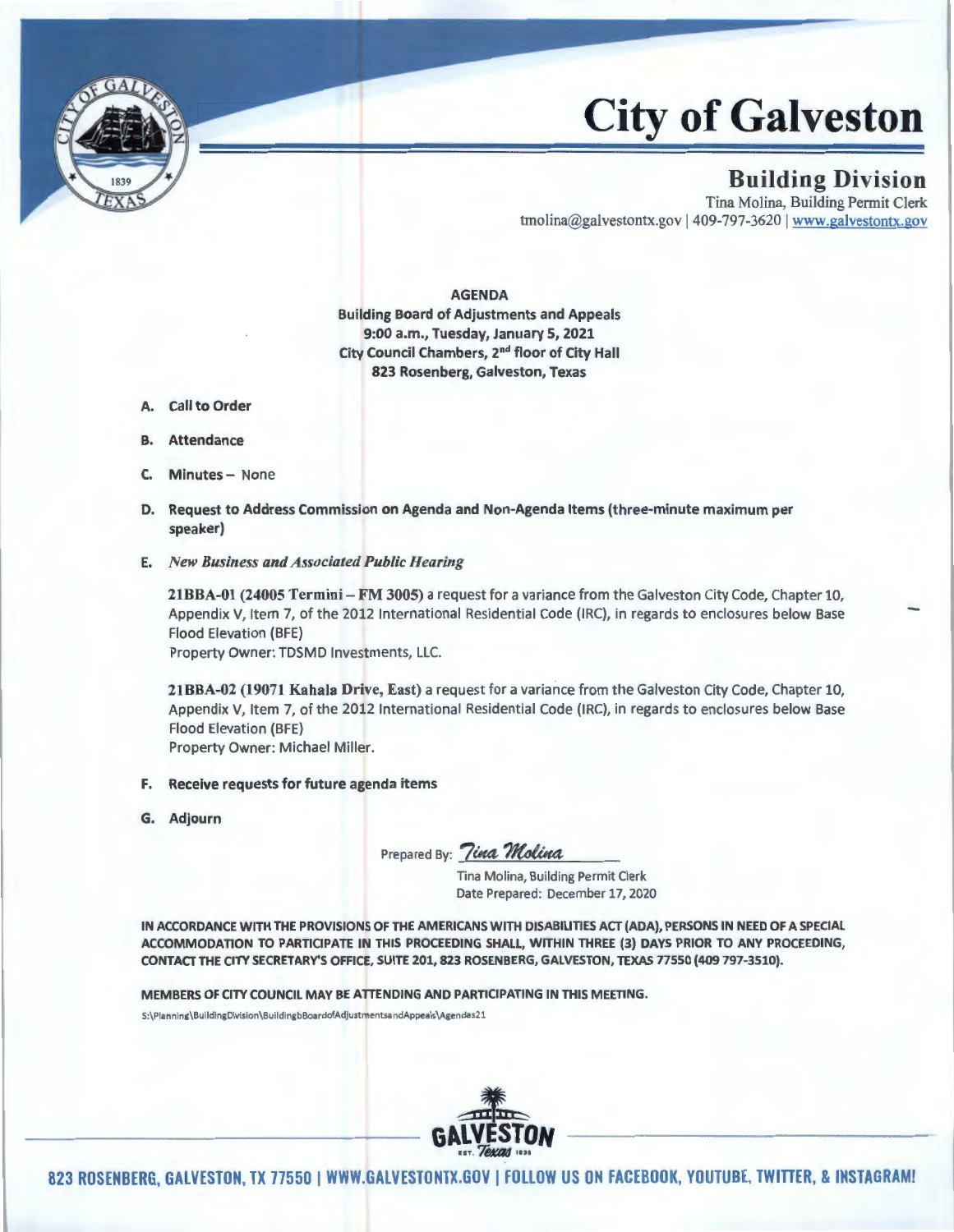# City of Galveston

## Building Division

Tina Molina, Building Permit Clerk
tmolina@galvestontx.gov | 409-797-3620 | www.galvestontx.gov

**AGENDA**
**Building Board of Adjustments and Appeals**
**9:00 a.m., Tuesday, January 5, 2021**
**City Council Chambers, 2nd floor of City Hall**
**823 Rosenberg, Galveston, Texas**

A. **Call to Order**

B. **Attendance**

C. **Minutes** – None

D. **Request to Address Commission on Agenda and Non-Agenda Items (three-minute maximum per speaker)**

E. ***New Business and Associated Public Hearing***

**21BBA-01 (24005 Termini – FM 3005)** a request for a variance from the Galveston City Code, Chapter 10, Appendix V, Item 7, of the 2012 International Residential Code (IRC), in regards to enclosures below Base Flood Elevation (BFE)
Property Owner: TDSMD Investments, LLC.

**21BBA-02 (19071 Kahala Drive, East)** a request for a variance from the Galveston City Code, Chapter 10, Appendix V, Item 7, of the 2012 International Residential Code (IRC), in regards to enclosures below Base Flood Elevation (BFE)
Property Owner: Michael Miller.

F. **Receive requests for future agenda items**

G. **Adjourn**

Prepared By: *Tina Molina*
Tina Molina, Building Permit Clerk
Date Prepared: December 17, 2020

**IN ACCORDANCE WITH THE PROVISIONS OF THE AMERICANS WITH DISABILITIES ACT (ADA), PERSONS IN NEED OF A SPECIAL ACCOMMODATION TO PARTICIPATE IN THIS PROCEEDING SHALL, WITHIN THREE (3) DAYS PRIOR TO ANY PROCEEDING, CONTACT THE CITY SECRETARY'S OFFICE, SUITE 201, 823 ROSENBERG, GALVESTON, TEXAS 77550 (409 797-3510).**

**MEMBERS OF CITY COUNCIL MAY BE ATTENDING AND PARTICIPATING IN THIS MEETING.**

S:\Planning\BuildingDivision\BuildingbBoardofAdjustmentsandAppeals\Agendas21

**823 ROSENBERG, GALVESTON, TX 77550 | WWW.GALVESTONTX.GOV | FOLLOW US ON FACEBOOK, YOUTUBE, TWITTER, & INSTAGRAM!**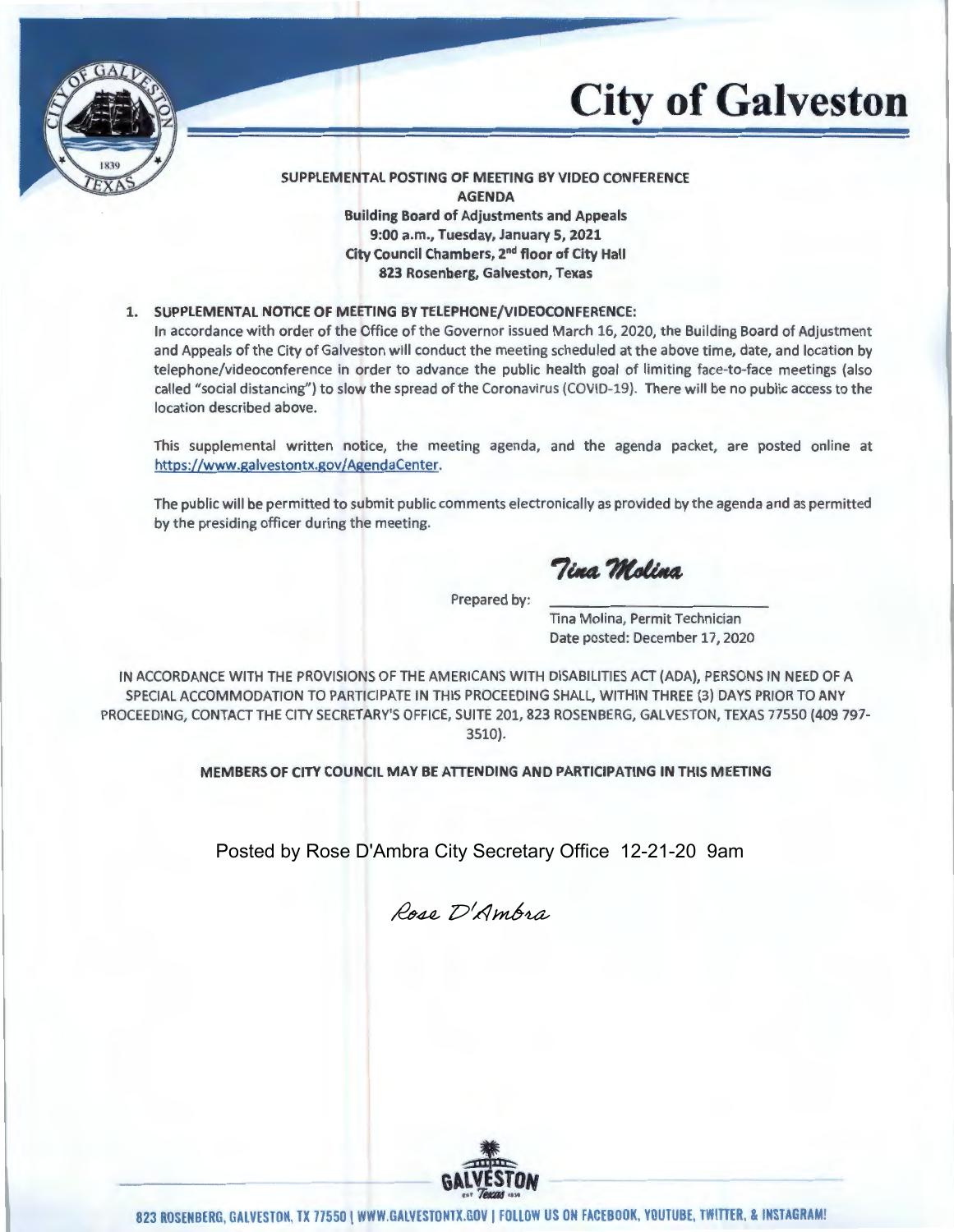# City of Galveston

**SUPPLEMENTAL POSTING OF MEETING BY VIDEO CONFERENCE**
**AGENDA**
**Building Board of Adjustments and Appeals**
**9:00 a.m., Tuesday, January 5, 2021**
**City Council Chambers, 2nd floor of City Hall**
**823 Rosenberg, Galveston, Texas**

1. **SUPPLEMENTAL NOTICE OF MEETING BY TELEPHONE/VIDEOCONFERENCE:**
   In accordance with order of the Office of the Governor issued March 16, 2020, the Building Board of Adjustment and Appeals of the City of Galveston will conduct the meeting scheduled at the above time, date, and location by telephone/videoconference in order to advance the public health goal of limiting face-to-face meetings (also called "social distancing") to slow the spread of the Coronavirus (COVID-19). There will be no public access to the location described above.

   This supplemental written notice, the meeting agenda, and the agenda packet, are posted online at https://www.galvestontx.gov/AgendaCenter.

   The public will be permitted to submit public comments electronically as provided by the agenda and as permitted by the presiding officer during the meeting.

Prepared by: *Tina Molina*

Tina Molina, Permit Technician
Date posted: December 17, 2020

IN ACCORDANCE WITH THE PROVISIONS OF THE AMERICANS WITH DISABILITIES ACT (ADA), PERSONS IN NEED OF A SPECIAL ACCOMMODATION TO PARTICIPATE IN THIS PROCEEDING SHALL, WITHIN THREE (3) DAYS PRIOR TO ANY PROCEEDING, CONTACT THE CITY SECRETARY'S OFFICE, SUITE 201, 823 ROSENBERG, GALVESTON, TEXAS 77550 (409 797-3510).

**MEMBERS OF CITY COUNCIL MAY BE ATTENDING AND PARTICIPATING IN THIS MEETING**

Posted by Rose D'Ambra City Secretary Office 12-21-20 9am

*Rose D'Ambra*

823 ROSENBERG, GALVESTON, TX 77550 | WWW.GALVESTONTX.GOV | FOLLOW US ON FACEBOOK, YOUTUBE, TWITTER, & INSTAGRAM!